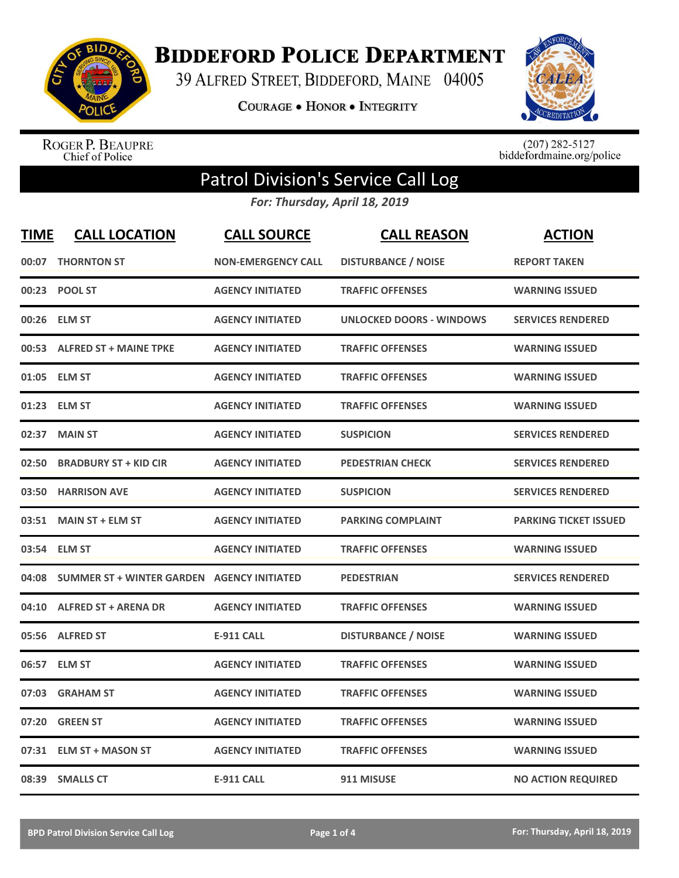# Biddeford Police Department

39 Alfred Street, Biddeford, Maine 04005

Courage • Honor • Integrity

Roger P. Beaupre
Chief of Police

(207) 282-5127
biddefordmaine.org/police

## Patrol Division's Service Call Log

*For: Thursday, April 18, 2019*

| TIME | CALL LOCATION | CALL SOURCE | CALL REASON | ACTION |
|---|---|---|---|---|
| 00:07 | THORNTON ST | NON-EMERGENCY CALL | DISTURBANCE / NOISE | REPORT TAKEN |
| 00:23 | POOL ST | AGENCY INITIATED | TRAFFIC OFFENSES | WARNING ISSUED |
| 00:26 | ELM ST | AGENCY INITIATED | UNLOCKED DOORS - WINDOWS | SERVICES RENDERED |
| 00:53 | ALFRED ST + MAINE TPKE | AGENCY INITIATED | TRAFFIC OFFENSES | WARNING ISSUED |
| 01:05 | ELM ST | AGENCY INITIATED | TRAFFIC OFFENSES | WARNING ISSUED |
| 01:23 | ELM ST | AGENCY INITIATED | TRAFFIC OFFENSES | WARNING ISSUED |
| 02:37 | MAIN ST | AGENCY INITIATED | SUSPICION | SERVICES RENDERED |
| 02:50 | BRADBURY ST + KID CIR | AGENCY INITIATED | PEDESTRIAN CHECK | SERVICES RENDERED |
| 03:50 | HARRISON AVE | AGENCY INITIATED | SUSPICION | SERVICES RENDERED |
| 03:51 | MAIN ST + ELM ST | AGENCY INITIATED | PARKING COMPLAINT | PARKING TICKET ISSUED |
| 03:54 | ELM ST | AGENCY INITIATED | TRAFFIC OFFENSES | WARNING ISSUED |
| 04:08 | SUMMER ST + WINTER GARDEN | AGENCY INITIATED | PEDESTRIAN | SERVICES RENDERED |
| 04:10 | ALFRED ST + ARENA DR | AGENCY INITIATED | TRAFFIC OFFENSES | WARNING ISSUED |
| 05:56 | ALFRED ST | E-911 CALL | DISTURBANCE / NOISE | WARNING ISSUED |
| 06:57 | ELM ST | AGENCY INITIATED | TRAFFIC OFFENSES | WARNING ISSUED |
| 07:03 | GRAHAM ST | AGENCY INITIATED | TRAFFIC OFFENSES | WARNING ISSUED |
| 07:20 | GREEN ST | AGENCY INITIATED | TRAFFIC OFFENSES | WARNING ISSUED |
| 07:31 | ELM ST + MASON ST | AGENCY INITIATED | TRAFFIC OFFENSES | WARNING ISSUED |
| 08:39 | SMALLS CT | E-911 CALL | 911 MISUSE | NO ACTION REQUIRED |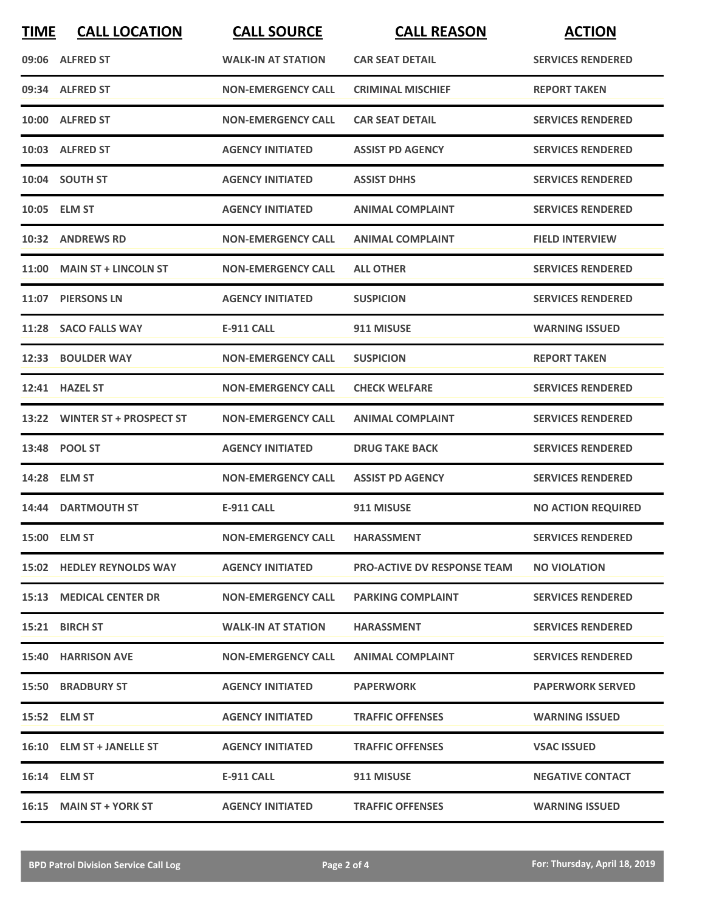| TIME | CALL LOCATION | CALL SOURCE | CALL REASON | ACTION |
| --- | --- | --- | --- | --- |
| 09:06 | ALFRED ST | WALK-IN AT STATION | CAR SEAT DETAIL | SERVICES RENDERED |
| 09:34 | ALFRED ST | NON-EMERGENCY CALL | CRIMINAL MISCHIEF | REPORT TAKEN |
| 10:00 | ALFRED ST | NON-EMERGENCY CALL | CAR SEAT DETAIL | SERVICES RENDERED |
| 10:03 | ALFRED ST | AGENCY INITIATED | ASSIST PD AGENCY | SERVICES RENDERED |
| 10:04 | SOUTH ST | AGENCY INITIATED | ASSIST DHHS | SERVICES RENDERED |
| 10:05 | ELM ST | AGENCY INITIATED | ANIMAL COMPLAINT | SERVICES RENDERED |
| 10:32 | ANDREWS RD | NON-EMERGENCY CALL | ANIMAL COMPLAINT | FIELD INTERVIEW |
| 11:00 | MAIN ST + LINCOLN ST | NON-EMERGENCY CALL | ALL OTHER | SERVICES RENDERED |
| 11:07 | PIERSONS LN | AGENCY INITIATED | SUSPICION | SERVICES RENDERED |
| 11:28 | SACO FALLS WAY | E-911 CALL | 911 MISUSE | WARNING ISSUED |
| 12:33 | BOULDER WAY | NON-EMERGENCY CALL | SUSPICION | REPORT TAKEN |
| 12:41 | HAZEL ST | NON-EMERGENCY CALL | CHECK WELFARE | SERVICES RENDERED |
| 13:22 | WINTER ST + PROSPECT ST | NON-EMERGENCY CALL | ANIMAL COMPLAINT | SERVICES RENDERED |
| 13:48 | POOL ST | AGENCY INITIATED | DRUG TAKE BACK | SERVICES RENDERED |
| 14:28 | ELM ST | NON-EMERGENCY CALL | ASSIST PD AGENCY | SERVICES RENDERED |
| 14:44 | DARTMOUTH ST | E-911 CALL | 911 MISUSE | NO ACTION REQUIRED |
| 15:00 | ELM ST | NON-EMERGENCY CALL | HARASSMENT | SERVICES RENDERED |
| 15:02 | HEDLEY REYNOLDS WAY | AGENCY INITIATED | PRO-ACTIVE DV RESPONSE TEAM | NO VIOLATION |
| 15:13 | MEDICAL CENTER DR | NON-EMERGENCY CALL | PARKING COMPLAINT | SERVICES RENDERED |
| 15:21 | BIRCH ST | WALK-IN AT STATION | HARASSMENT | SERVICES RENDERED |
| 15:40 | HARRISON AVE | NON-EMERGENCY CALL | ANIMAL COMPLAINT | SERVICES RENDERED |
| 15:50 | BRADBURY ST | AGENCY INITIATED | PAPERWORK | PAPERWORK SERVED |
| 15:52 | ELM ST | AGENCY INITIATED | TRAFFIC OFFENSES | WARNING ISSUED |
| 16:10 | ELM ST + JANELLE ST | AGENCY INITIATED | TRAFFIC OFFENSES | VSAC ISSUED |
| 16:14 | ELM ST | E-911 CALL | 911 MISUSE | NEGATIVE CONTACT |
| 16:15 | MAIN ST + YORK ST | AGENCY INITIATED | TRAFFIC OFFENSES | WARNING ISSUED |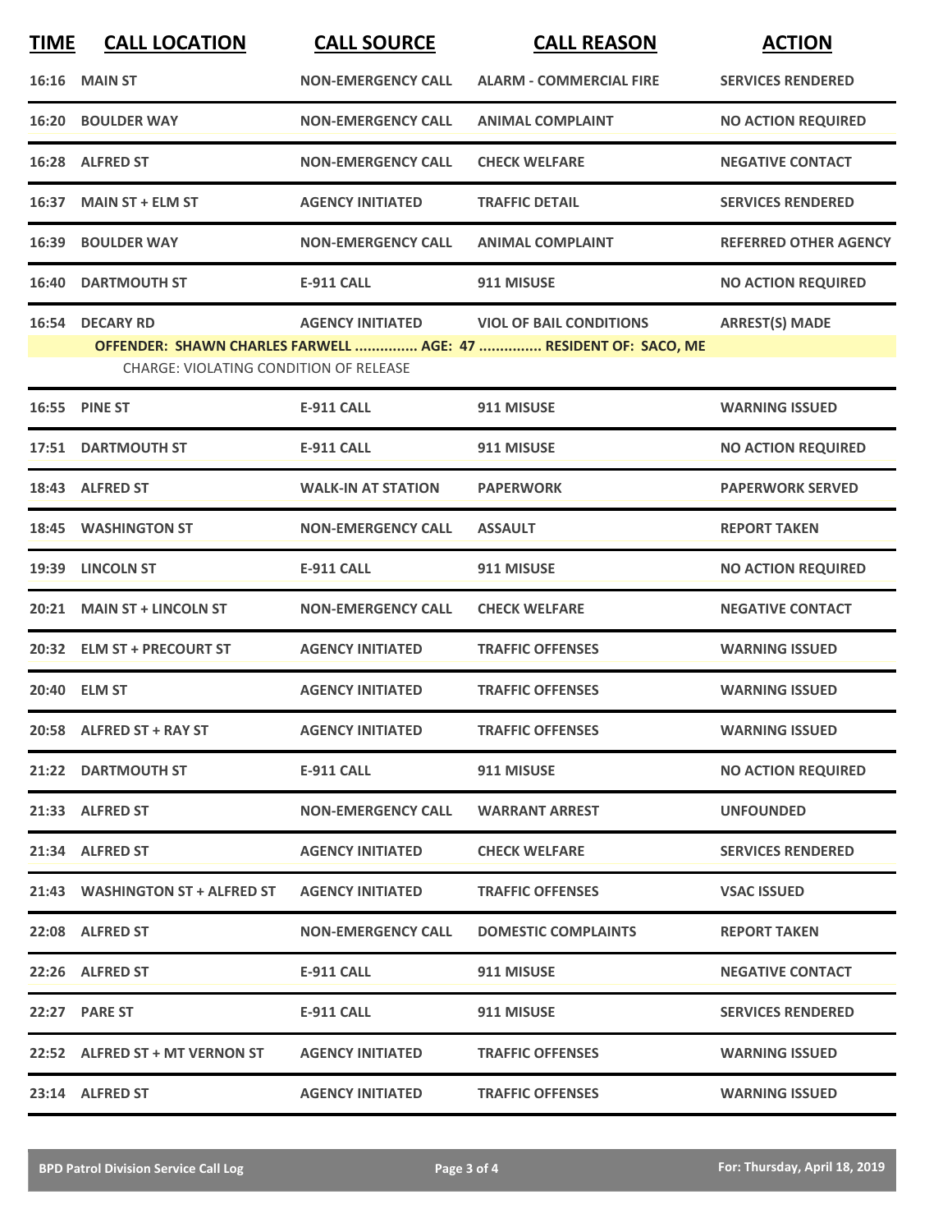| TIME | CALL LOCATION | CALL SOURCE | CALL REASON | ACTION |
|---|---|---|---|---|
| 16:16 | MAIN ST | NON-EMERGENCY CALL | ALARM - COMMERCIAL FIRE | SERVICES RENDERED |
| 16:20 | BOULDER WAY | NON-EMERGENCY CALL | ANIMAL COMPLAINT | NO ACTION REQUIRED |
| 16:28 | ALFRED ST | NON-EMERGENCY CALL | CHECK WELFARE | NEGATIVE CONTACT |
| 16:37 | MAIN ST + ELM ST | AGENCY INITIATED | TRAFFIC DETAIL | SERVICES RENDERED |
| 16:39 | BOULDER WAY | NON-EMERGENCY CALL | ANIMAL COMPLAINT | REFERRED OTHER AGENCY |
| 16:40 | DARTMOUTH ST | E-911 CALL | 911 MISUSE | NO ACTION REQUIRED |
| 16:54 | DECARY RD | AGENCY INITIATED | VIOL OF BAIL CONDITIONS | ARREST(S) MADE |
| | OFFENDER: SHAWN CHARLES FARWELL ............... AGE: 47 ............... RESIDENT OF: SACO, ME | | | |
| | CHARGE: VIOLATING CONDITION OF RELEASE | | | |
| 16:55 | PINE ST | E-911 CALL | 911 MISUSE | WARNING ISSUED |
| 17:51 | DARTMOUTH ST | E-911 CALL | 911 MISUSE | NO ACTION REQUIRED |
| 18:43 | ALFRED ST | WALK-IN AT STATION | PAPERWORK | PAPERWORK SERVED |
| 18:45 | WASHINGTON ST | NON-EMERGENCY CALL | ASSAULT | REPORT TAKEN |
| 19:39 | LINCOLN ST | E-911 CALL | 911 MISUSE | NO ACTION REQUIRED |
| 20:21 | MAIN ST + LINCOLN ST | NON-EMERGENCY CALL | CHECK WELFARE | NEGATIVE CONTACT |
| 20:32 | ELM ST + PRECOURT ST | AGENCY INITIATED | TRAFFIC OFFENSES | WARNING ISSUED |
| 20:40 | ELM ST | AGENCY INITIATED | TRAFFIC OFFENSES | WARNING ISSUED |
| 20:58 | ALFRED ST + RAY ST | AGENCY INITIATED | TRAFFIC OFFENSES | WARNING ISSUED |
| 21:22 | DARTMOUTH ST | E-911 CALL | 911 MISUSE | NO ACTION REQUIRED |
| 21:33 | ALFRED ST | NON-EMERGENCY CALL | WARRANT ARREST | UNFOUNDED |
| 21:34 | ALFRED ST | AGENCY INITIATED | CHECK WELFARE | SERVICES RENDERED |
| 21:43 | WASHINGTON ST + ALFRED ST | AGENCY INITIATED | TRAFFIC OFFENSES | VSAC ISSUED |
| 22:08 | ALFRED ST | NON-EMERGENCY CALL | DOMESTIC COMPLAINTS | REPORT TAKEN |
| 22:26 | ALFRED ST | E-911 CALL | 911 MISUSE | NEGATIVE CONTACT |
| 22:27 | PARE ST | E-911 CALL | 911 MISUSE | SERVICES RENDERED |
| 22:52 | ALFRED ST + MT VERNON ST | AGENCY INITIATED | TRAFFIC OFFENSES | WARNING ISSUED |
| 23:14 | ALFRED ST | AGENCY INITIATED | TRAFFIC OFFENSES | WARNING ISSUED |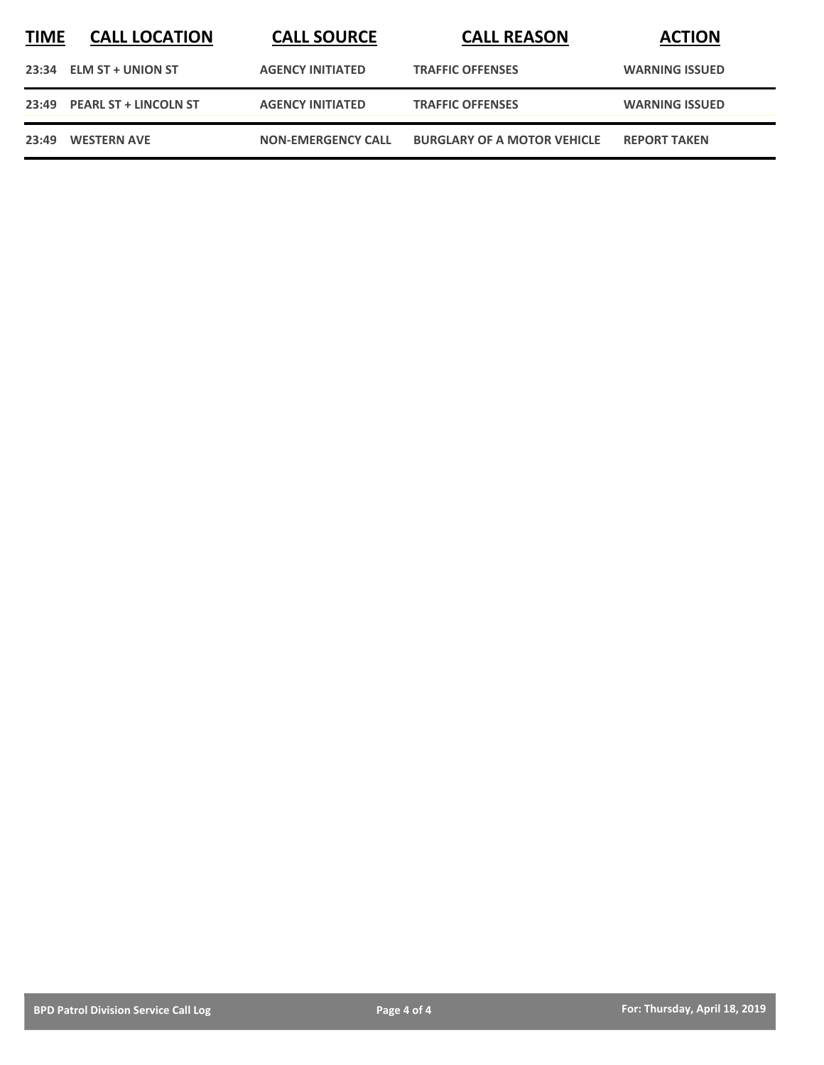| TIME | CALL LOCATION | CALL SOURCE | CALL REASON | ACTION |
| --- | --- | --- | --- | --- |
| 23:34 | ELM ST + UNION ST | AGENCY INITIATED | TRAFFIC OFFENSES | WARNING ISSUED |
| 23:49 | PEARL ST + LINCOLN ST | AGENCY INITIATED | TRAFFIC OFFENSES | WARNING ISSUED |
| 23:49 | WESTERN AVE | NON-EMERGENCY CALL | BURGLARY OF A MOTOR VEHICLE | REPORT TAKEN |